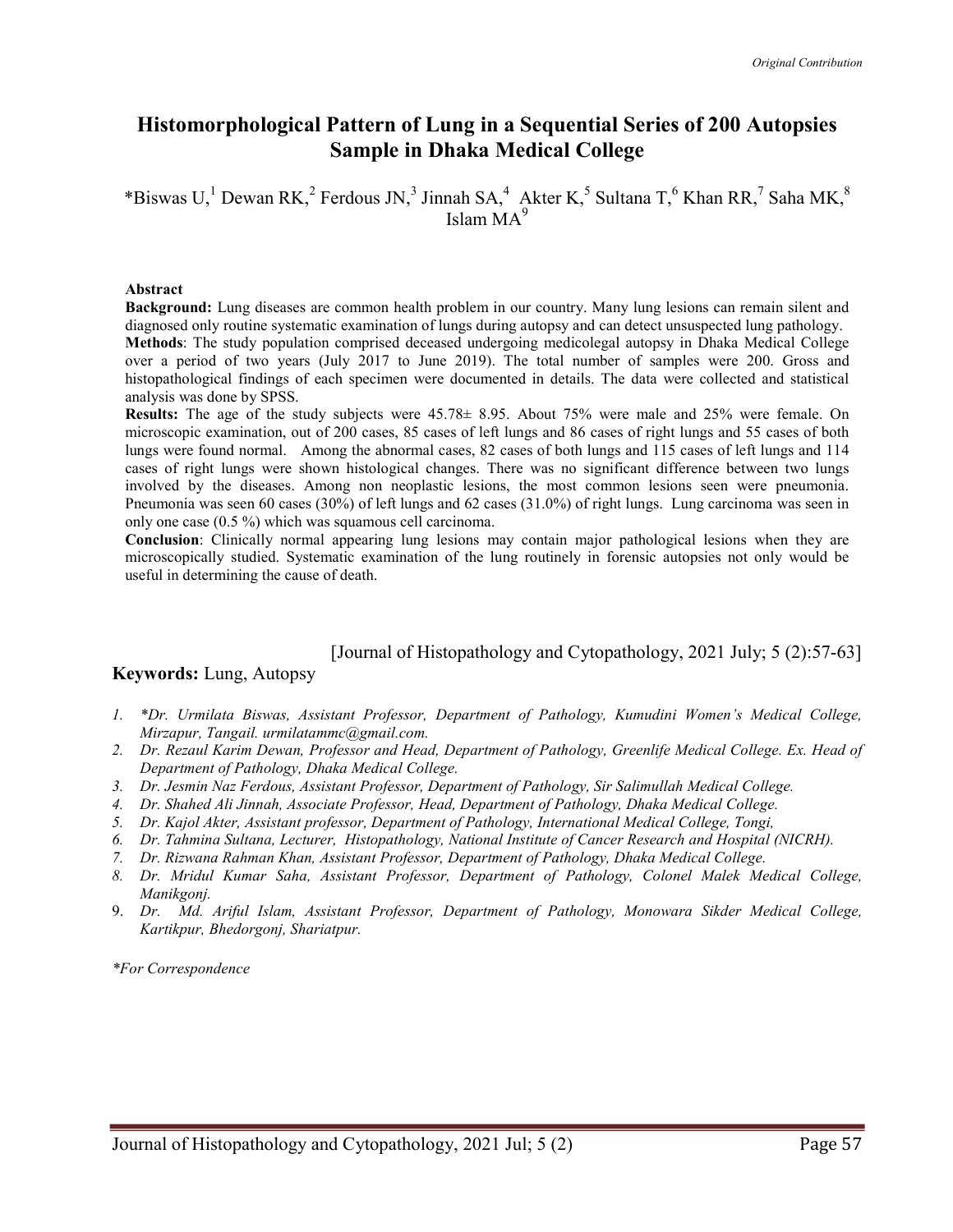*Original Contribution*

# Histomorphological Pattern of Lung in a Sequential Series of 200 Autopsies Sample in Dhaka Medical College

*Biswas U,[1] Dewan RK,[2] Ferdous JN,[3] Jinnah SA,[4] Akter K,[5] Sultana T,[6] Khan RR,[7] Saha MK,[8] Islam MA[9]

**Abstract**

**Background:** Lung diseases are common health problem in our country. Many lung lesions can remain silent and diagnosed only routine systematic examination of lungs during autopsy and can detect unsuspected lung pathology.

**Methods**: The study population comprised deceased undergoing medicolegal autopsy in Dhaka Medical College over a period of two years (July 2017 to June 2019). The total number of samples were 200. Gross and histopathological findings of each specimen were documented in details. The data were collected and statistical analysis was done by SPSS.

**Results:** The age of the study subjects were 45.78± 8.95. About 75% were male and 25% were female. On microscopic examination, out of 200 cases, 85 cases of left lungs and 86 cases of right lungs and 55 cases of both lungs were found normal. Among the abnormal cases, 82 cases of both lungs and 115 cases of left lungs and 114 cases of right lungs were shown histological changes. There was no significant difference between two lungs involved by the diseases. Among non neoplastic lesions, the most common lesions seen were pneumonia. Pneumonia was seen 60 cases (30%) of left lungs and 62 cases (31.0%) of right lungs. Lung carcinoma was seen in only one case (0.5 %) which was squamous cell carcinoma.

**Conclusion**: Clinically normal appearing lung lesions may contain major pathological lesions when they are microscopically studied. Systematic examination of the lung routinely in forensic autopsies not only would be useful in determining the cause of death.

[Journal of Histopathology and Cytopathology, 2021 July; 5 (2):57-63]

**Keywords:** Lung, Autopsy

1. *\*Dr. Urmilata Biswas, Assistant Professor, Department of Pathology, Kumudini Women's Medical College, Mirzapur, Tangail. urmilatammc@gmail.com.*
2. *Dr. Rezaul Karim Dewan, Professor and Head, Department of Pathology, Greenlife Medical College. Ex. Head of Department of Pathology, Dhaka Medical College.*
3. *Dr. Jesmin Naz Ferdous, Assistant Professor, Department of Pathology, Sir Salimullah Medical College.*
4. *Dr. Shahed Ali Jinnah, Associate Professor, Head, Department of Pathology, Dhaka Medical College.*
5. *Dr. Kajol Akter, Assistant professor, Department of Pathology, International Medical College, Tongi,*
6. *Dr. Tahmina Sultana, Lecturer, Histopathology, National Institute of Cancer Research and Hospital (NICRH).*
7. *Dr. Rizwana Rahman Khan, Assistant Professor, Department of Pathology, Dhaka Medical College.*
8. *Dr. Mridul Kumar Saha, Assistant Professor, Department of Pathology, Colonel Malek Medical College, Manikgonj.*
9. *Dr. Md. Ariful Islam, Assistant Professor, Department of Pathology, Monowara Sikder Medical College, Kartikpur, Bhedorgonj, Shariatpur.*

*\*For Correspondence*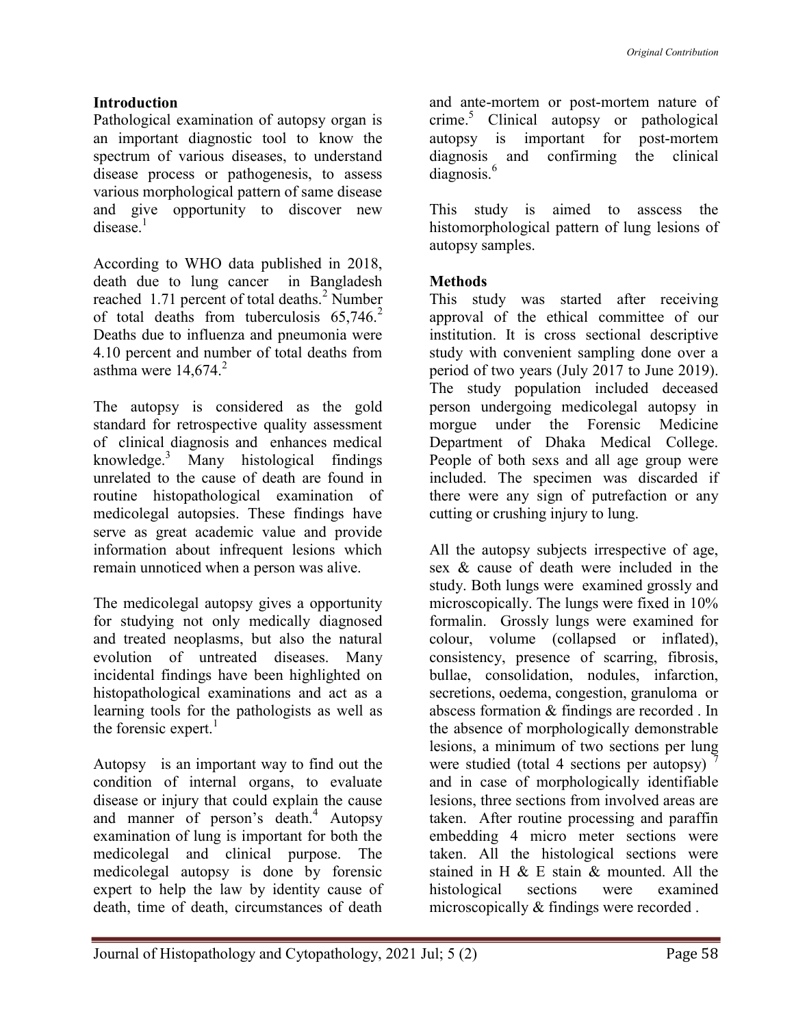## Introduction

Pathological examination of autopsy organ is an important diagnostic tool to know the spectrum of various diseases, to understand disease process or pathogenesis, to assess various morphological pattern of same disease and give opportunity to discover new disease.[1]

According to WHO data published in 2018, death due to lung cancer in Bangladesh reached 1.71 percent of total deaths.[2] Number of total deaths from tuberculosis 65,746.[2] Deaths due to influenza and pneumonia were 4.10 percent and number of total deaths from asthma were 14,674.[2]

The autopsy is considered as the gold standard for retrospective quality assessment of clinical diagnosis and enhances medical knowledge.[3] Many histological findings unrelated to the cause of death are found in routine histopathological examination of medicolegal autopsies. These findings have serve as great academic value and provide information about infrequent lesions which remain unnoticed when a person was alive.

The medicolegal autopsy gives a opportunity for studying not only medically diagnosed and treated neoplasms, but also the natural evolution of untreated diseases. Many incidental findings have been highlighted on histopathological examinations and act as a learning tools for the pathologists as well as the forensic expert.[1]

Autopsy is an important way to find out the condition of internal organs, to evaluate disease or injury that could explain the cause and manner of person's death.[4] Autopsy examination of lung is important for both the medicolegal and clinical purpose. The medicolegal autopsy is done by forensic expert to help the law by identity cause of death, time of death, circumstances of death and ante-mortem or post-mortem nature of crime.[5] Clinical autopsy or pathological autopsy is important for post-mortem diagnosis and confirming the clinical diagnosis.[6]

This study is aimed to asscess the histomorphological pattern of lung lesions of autopsy samples.

## Methods

This study was started after receiving approval of the ethical committee of our institution. It is cross sectional descriptive study with convenient sampling done over a period of two years (July 2017 to June 2019). The study population included deceased person undergoing medicolegal autopsy in morgue under the Forensic Medicine Department of Dhaka Medical College. People of both sexs and all age group were included. The specimen was discarded if there were any sign of putrefaction or any cutting or crushing injury to lung.

All the autopsy subjects irrespective of age, sex & cause of death were included in the study. Both lungs were examined grossly and microscopically. The lungs were fixed in 10% formalin. Grossly lungs were examined for colour, volume (collapsed or inflated), consistency, presence of scarring, fibrosis, bullae, consolidation, nodules, infarction, secretions, oedema, congestion, granuloma or abscess formation & findings are recorded . In the absence of morphologically demonstrable lesions, a minimum of two sections per lung were studied (total 4 sections per autopsy) [7] and in case of morphologically identifiable lesions, three sections from involved areas are taken. After routine processing and paraffin embedding 4 micro meter sections were taken. All the histological sections were stained in H & E stain & mounted. All the histological sections were examined microscopically & findings were recorded .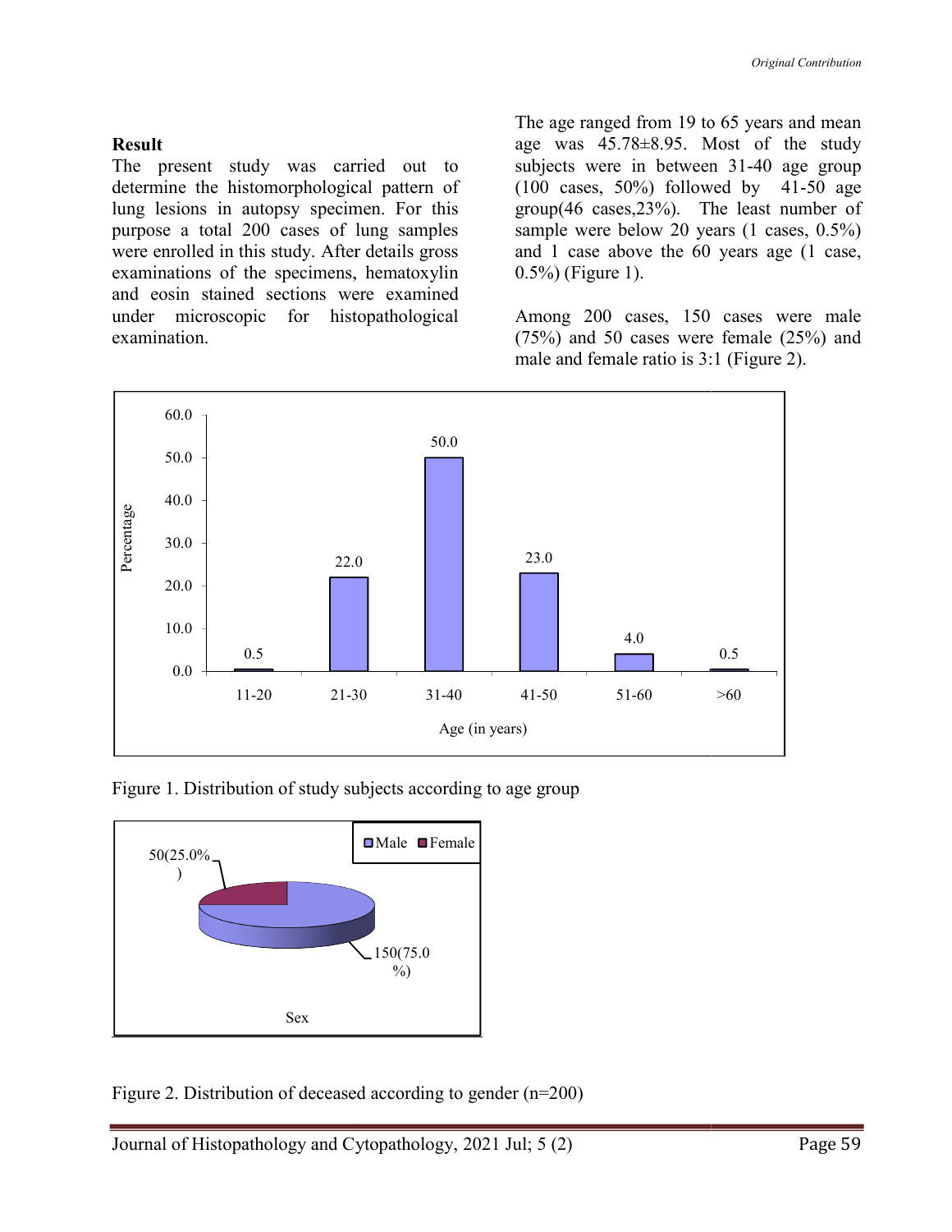## Result

The present study was carried out to determine the histomorphological pattern of lung lesions in autopsy specimen. For this purpose a total 200 cases of lung samples were enrolled in this study. After details gross examinations of the specimens, hematoxylin and eosin stained sections were examined under microscopic for histopathological examination.

The age ranged from 19 to 65 years and mean age was 45.78±8.95. Most of the study subjects were in between 31-40 age group (100 cases, 50%) followed by 41-50 age group(46 cases,23%). The least number of sample were below 20 years (1 cases, 0.5%) and 1 case above the 60 years age (1 case, 0.5%) (Figure 1).

Among 200 cases, 150 cases were male (75%) and 50 cases were female (25%) and male and female ratio is 3:1 (Figure 2).

| Age (in years) | Percentage |
|---|---|
| 11-20 | 0.5 |
| 21-30 | 22.0 |
| 31-40 | 50.0 |
| 41-50 | 23.0 |
| 51-60 | 4.0 |
| >60 | 0.5 |

Figure 1. Distribution of study subjects according to age group

| Sex | n (%) |
|---|---|
| Male | 150(75.0%) |
| Female | 50(25.0%) |

Figure 2. Distribution of deceased according to gender (n=200)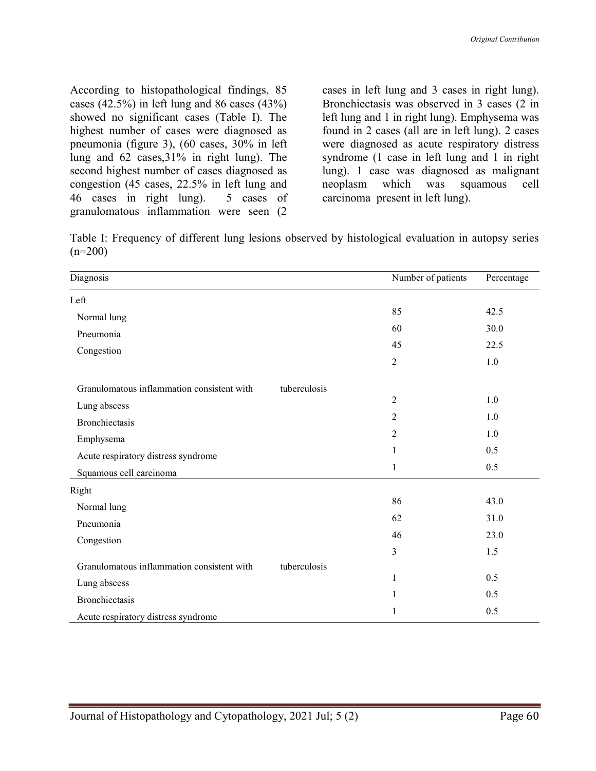According to histopathological findings, 85 cases (42.5%) in left lung and 86 cases (43%) showed no significant cases (Table I). The highest number of cases were diagnosed as pneumonia (figure 3), (60 cases, 30% in left lung and 62 cases,31% in right lung). The second highest number of cases diagnosed as congestion (45 cases, 22.5% in left lung and 46 cases in right lung). 5 cases of granulomatous inflammation were seen (2 cases in left lung and 3 cases in right lung). Bronchiectasis was observed in 3 cases (2 in left lung and 1 in right lung). Emphysema was found in 2 cases (all are in left lung). 2 cases were diagnosed as acute respiratory distress syndrome (1 case in left lung and 1 in right lung). 1 case was diagnosed as malignant neoplasm which was squamous cell carcinoma present in left lung).

Table I: Frequency of different lung lesions observed by histological evaluation in autopsy series (n=200)

| Diagnosis | Number of patients | Percentage |
|---|---|---|
| **Left** | | |
| Normal lung | 85 | 42.5 |
| Pneumonia | 60 | 30.0 |
| Congestion | 45 | 22.5 |
| Granulomatous inflammation consistent with tuberculosis | 2 | 1.0 |
| Lung abscess | 2 | 1.0 |
| Bronchiectasis | 2 | 1.0 |
| Emphysema | 2 | 1.0 |
| Acute respiratory distress syndrome | 1 | 0.5 |
| Squamous cell carcinoma | 1 | 0.5 |
| **Right** | | |
| Normal lung | 86 | 43.0 |
| Pneumonia | 62 | 31.0 |
| Congestion | 46 | 23.0 |
| Granulomatous inflammation consistent with tuberculosis | 3 | 1.5 |
| Lung abscess | 1 | 0.5 |
| Bronchiectasis | 1 | 0.5 |
| Acute respiratory distress syndrome | 1 | 0.5 |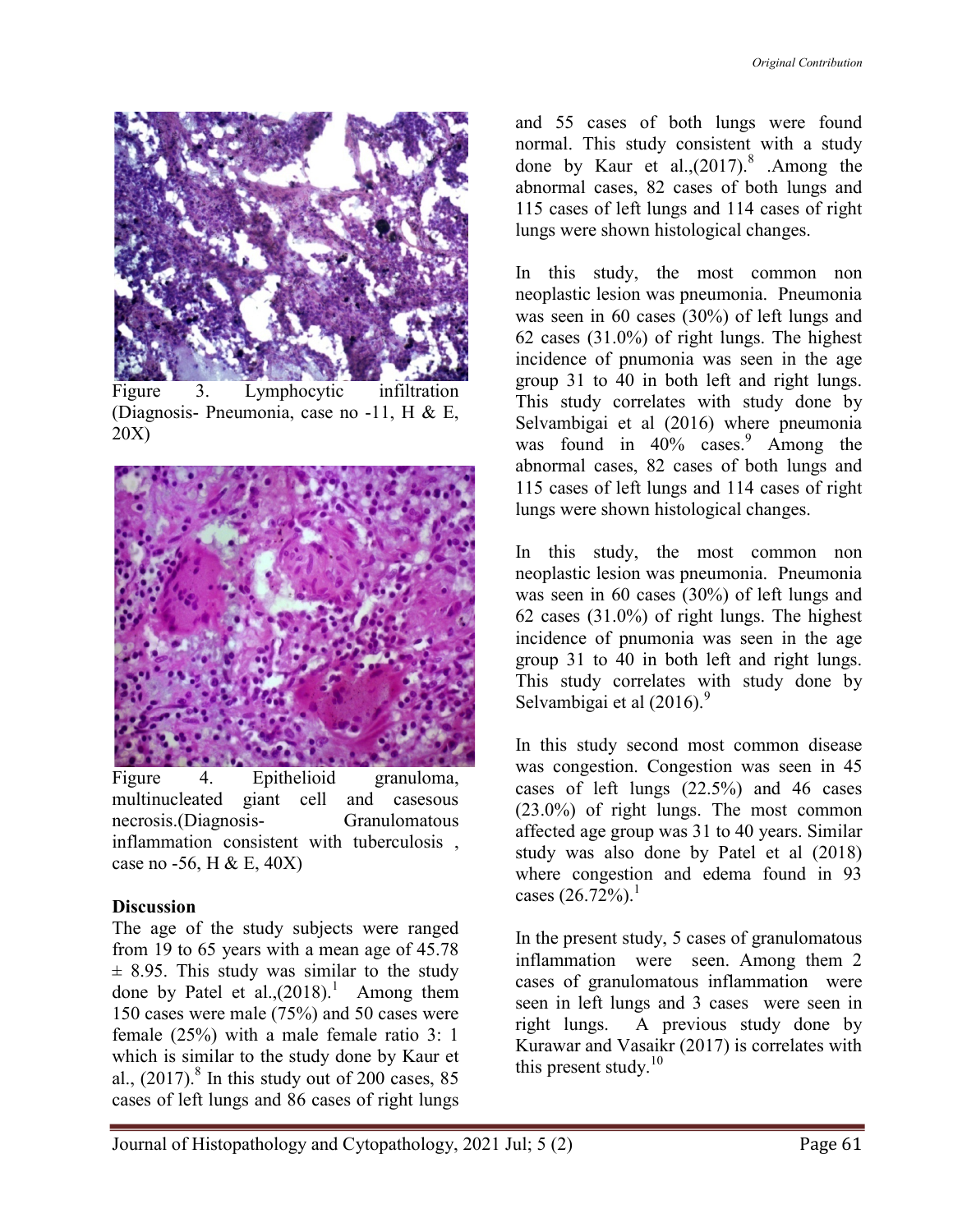Figure 3. Lymphocytic infiltration (Diagnosis- Pneumonia, case no -11, H & E, 20X)

Figure 4. Epithelioid granuloma, multinucleated giant cell and casesous necrosis.(Diagnosis- Granulomatous inflammation consistent with tuberculosis , case no -56, H & E, 40X)

## Discussion

The age of the study subjects were ranged from 19 to 65 years with a mean age of 45.78 ± 8.95. This study was similar to the study done by Patel et al.,(2018).[1] Among them 150 cases were male (75%) and 50 cases were female (25%) with a male female ratio 3: 1 which is similar to the study done by Kaur et al., (2017).[8] In this study out of 200 cases, 85 cases of left lungs and 86 cases of right lungs and 55 cases of both lungs were found normal. This study consistent with a study done by Kaur et al.,(2017).[8] .Among the abnormal cases, 82 cases of both lungs and 115 cases of left lungs and 114 cases of right lungs were shown histological changes.

In this study, the most common non neoplastic lesion was pneumonia. Pneumonia was seen in 60 cases (30%) of left lungs and 62 cases (31.0%) of right lungs. The highest incidence of pnumonia was seen in the age group 31 to 40 in both left and right lungs. This study correlates with study done by Selvambigai et al (2016) where pneumonia was found in 40% cases.[9] Among the abnormal cases, 82 cases of both lungs and 115 cases of left lungs and 114 cases of right lungs were shown histological changes.

In this study, the most common non neoplastic lesion was pneumonia. Pneumonia was seen in 60 cases (30%) of left lungs and 62 cases (31.0%) of right lungs. The highest incidence of pnumonia was seen in the age group 31 to 40 in both left and right lungs. This study correlates with study done by Selvambigai et al (2016).[9]

In this study second most common disease was congestion. Congestion was seen in 45 cases of left lungs (22.5%) and 46 cases (23.0%) of right lungs. The most common affected age group was 31 to 40 years. Similar study was also done by Patel et al (2018) where congestion and edema found in 93 cases (26.72%).[1]

In the present study, 5 cases of granulomatous inflammation were seen. Among them 2 cases of granulomatous inflammation were seen in left lungs and 3 cases were seen in right lungs. A previous study done by Kurawar and Vasaikr (2017) is correlates with this present study.[10]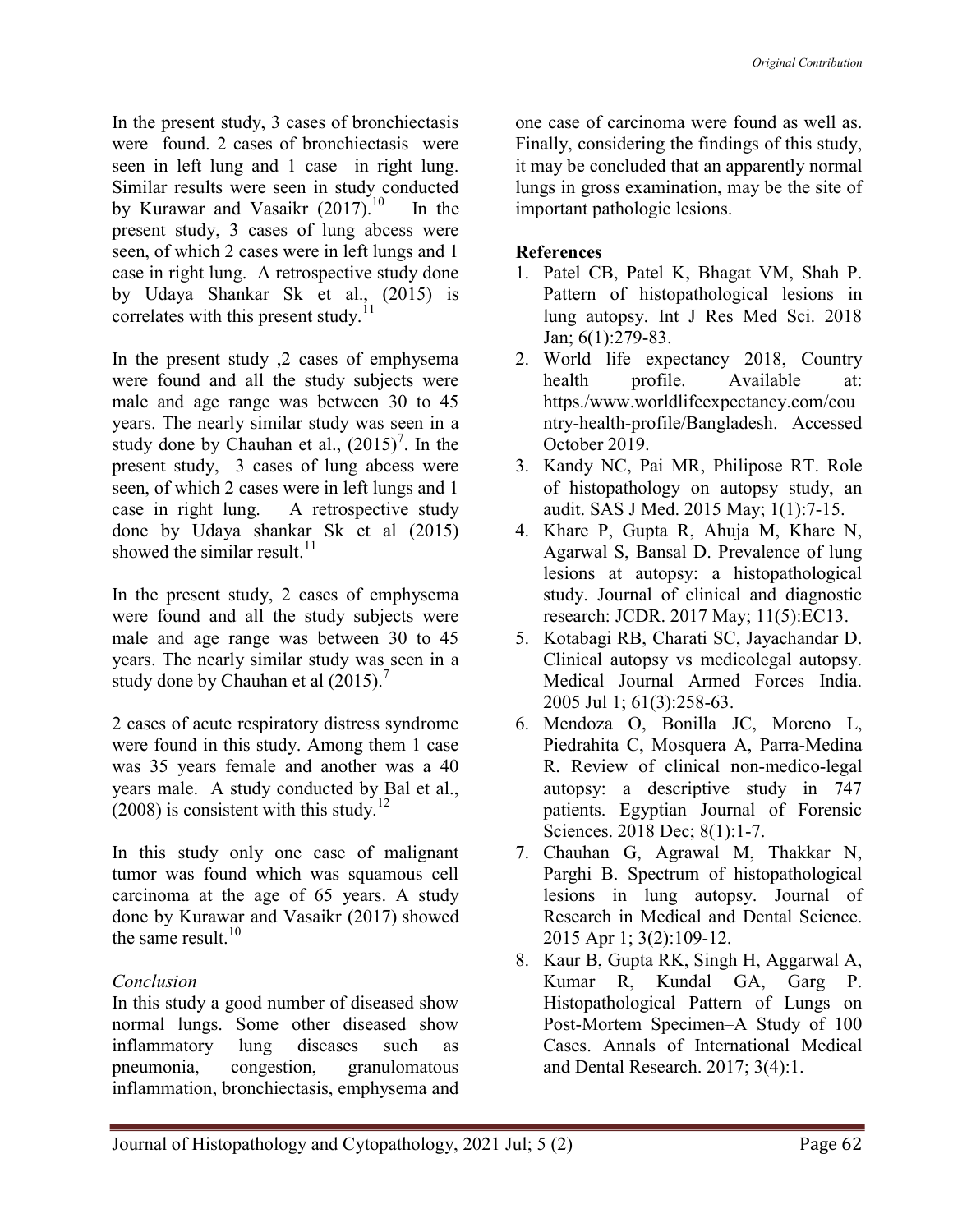In the present study, 3 cases of bronchiectasis were found. 2 cases of bronchiectasis were seen in left lung and 1 case in right lung. Similar results were seen in study conducted by Kurawar and Vasaikr (2017).[10] In the present study, 3 cases of lung abcess were seen, of which 2 cases were in left lungs and 1 case in right lung. A retrospective study done by Udaya Shankar Sk et al., (2015) is correlates with this present study.[11]

In the present study ,2 cases of emphysema were found and all the study subjects were male and age range was between 30 to 45 years. The nearly similar study was seen in a study done by Chauhan et al., (2015)[7]. In the present study, 3 cases of lung abcess were seen, of which 2 cases were in left lungs and 1 case in right lung. A retrospective study done by Udaya shankar Sk et al (2015) showed the similar result.[11]

In the present study, 2 cases of emphysema were found and all the study subjects were male and age range was between 30 to 45 years. The nearly similar study was seen in a study done by Chauhan et al (2015).[7]

2 cases of acute respiratory distress syndrome were found in this study. Among them 1 case was 35 years female and another was a 40 years male. A study conducted by Bal et al., (2008) is consistent with this study.[12]

In this study only one case of malignant tumor was found which was squamous cell carcinoma at the age of 65 years. A study done by Kurawar and Vasaikr (2017) showed the same result.[10]

*Conclusion*

In this study a good number of diseased show normal lungs. Some other diseased show inflammatory lung diseases such as pneumonia, congestion, granulomatous inflammation, bronchiectasis, emphysema and one case of carcinoma were found as well as. Finally, considering the findings of this study, it may be concluded that an apparently normal lungs in gross examination, may be the site of important pathologic lesions.

**References**

1. Patel CB, Patel K, Bhagat VM, Shah P. Pattern of histopathological lesions in lung autopsy. Int J Res Med Sci. 2018 Jan; 6(1):279-83.
2. World life expectancy 2018, Country health profile. Available at: https./www.worldlifeexpectancy.com/country-health-profile/Bangladesh. Accessed October 2019.
3. Kandy NC, Pai MR, Philipose RT. Role of histopathology on autopsy study, an audit. SAS J Med. 2015 May; 1(1):7-15.
4. Khare P, Gupta R, Ahuja M, Khare N, Agarwal S, Bansal D. Prevalence of lung lesions at autopsy: a histopathological study. Journal of clinical and diagnostic research: JCDR. 2017 May; 11(5):EC13.
5. Kotabagi RB, Charati SC, Jayachandar D. Clinical autopsy vs medicolegal autopsy. Medical Journal Armed Forces India. 2005 Jul 1; 61(3):258-63.
6. Mendoza O, Bonilla JC, Moreno L, Piedrahita C, Mosquera A, Parra-Medina R. Review of clinical non-medico-legal autopsy: a descriptive study in 747 patients. Egyptian Journal of Forensic Sciences. 2018 Dec; 8(1):1-7.
7. Chauhan G, Agrawal M, Thakkar N, Parghi B. Spectrum of histopathological lesions in lung autopsy. Journal of Research in Medical and Dental Science. 2015 Apr 1; 3(2):109-12.
8. Kaur B, Gupta RK, Singh H, Aggarwal A, Kumar R, Kundal GA, Garg P. Histopathological Pattern of Lungs on Post-Mortem Specimen–A Study of 100 Cases. Annals of International Medical and Dental Research. 2017; 3(4):1.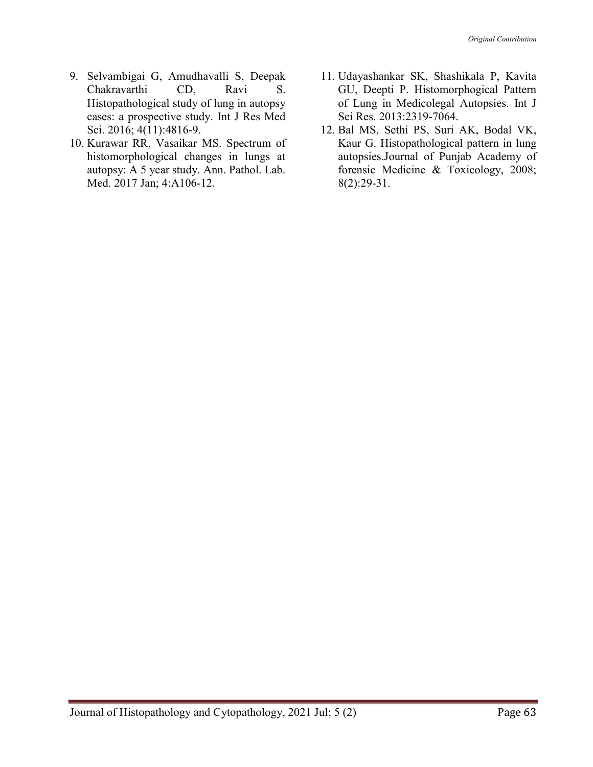9. Selvambigai G, Amudhavalli S, Deepak Chakravarthi CD, Ravi S. Histopathological study of lung in autopsy cases: a prospective study. Int J Res Med Sci. 2016; 4(11):4816-9.
10. Kurawar RR, Vasaikar MS. Spectrum of histomorphological changes in lungs at autopsy: A 5 year study. Ann. Pathol. Lab. Med. 2017 Jan; 4:A106-12.
11. Udayashankar SK, Shashikala P, Kavita GU, Deepti P. Histomorphogical Pattern of Lung in Medicolegal Autopsies. Int J Sci Res. 2013:2319-7064.
12. Bal MS, Sethi PS, Suri AK, Bodal VK, Kaur G. Histopathological pattern in lung autopsies.Journal of Punjab Academy of forensic Medicine & Toxicology, 2008; 8(2):29-31.